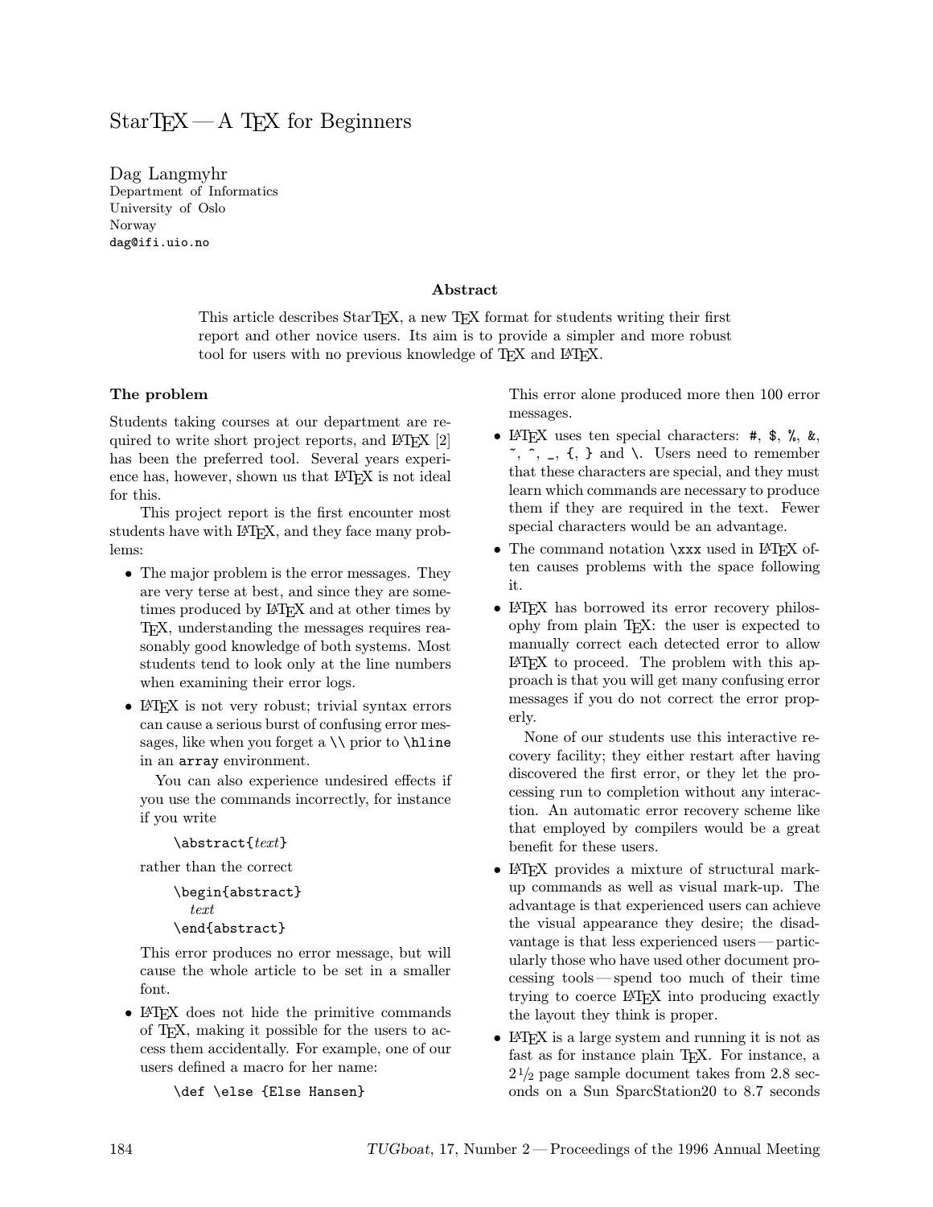# StarTEX — A TEX for Beginners

Dag Langmyhr
Department of Informatics
University of Oslo
Norway
dag@ifi.uio.no

### Abstract

This article describes StarTEX, a new TEX format for students writing their first report and other novice users. Its aim is to provide a simpler and more robust tool for users with no previous knowledge of TEX and LATEX.

### The problem

Students taking courses at our department are required to write short project reports, and LATEX [2] has been the preferred tool. Several years experience has, however, shown us that LATEX is not ideal for this.

This project report is the first encounter most students have with LATEX, and they face many problems:

- The major problem is the error messages. They are very terse at best, and since they are sometimes produced by LATEX and at other times by TEX, understanding the messages requires reasonably good knowledge of both systems. Most students tend to look only at the line numbers when examining their error logs.
- LATEX is not very robust; trivial syntax errors can cause a serious burst of confusing error messages, like when you forget a `\\` prior to `\hline` in an `array` environment.

  You can also experience undesired effects if you use the commands incorrectly, for instance if you write

  ```
  \abstract{text}
  ```

  rather than the correct

  ```
  \begin{abstract}
    text
  \end{abstract}
  ```

  This error produces no error message, but will cause the whole article to be set in a smaller font.
- LATEX does not hide the primitive commands of TEX, making it possible for the users to access them accidentally. For example, one of our users defined a macro for her name:

  ```
  \def \else {Else Hansen}
  ```

  This error alone produced more then 100 error messages.
- LATEX uses ten special characters: `#`, `$`, `%`, `&`, `~`, `^`, `_`, `{`, `}` and `\`. Users need to remember that these characters are special, and they must learn which commands are necessary to produce them if they are required in the text. Fewer special characters would be an advantage.
- The command notation `\xxx` used in LATEX often causes problems with the space following it.
- LATEX has borrowed its error recovery philosophy from plain TEX: the user is expected to manually correct each detected error to allow LATEX to proceed. The problem with this approach is that you will get many confusing error messages if you do not correct the error properly.

  None of our students use this interactive recovery facility; they either restart after having discovered the first error, or they let the processing run to completion without any interaction. An automatic error recovery scheme like that employed by compilers would be a great benefit for these users.
- LATEX provides a mixture of structural markup commands as well as visual mark-up. The advantage is that experienced users can achieve the visual appearance they desire; the disadvantage is that less experienced users — particularly those who have used other document processing tools — spend too much of their time trying to coerce LATEX into producing exactly the layout they think is proper.
- LATEX is a large system and running it is not as fast as for instance plain TEX. For instance, a $2\frac{1}{2}$ page sample document takes from 2.8 seconds on a Sun SparcStation20 to 8.7 seconds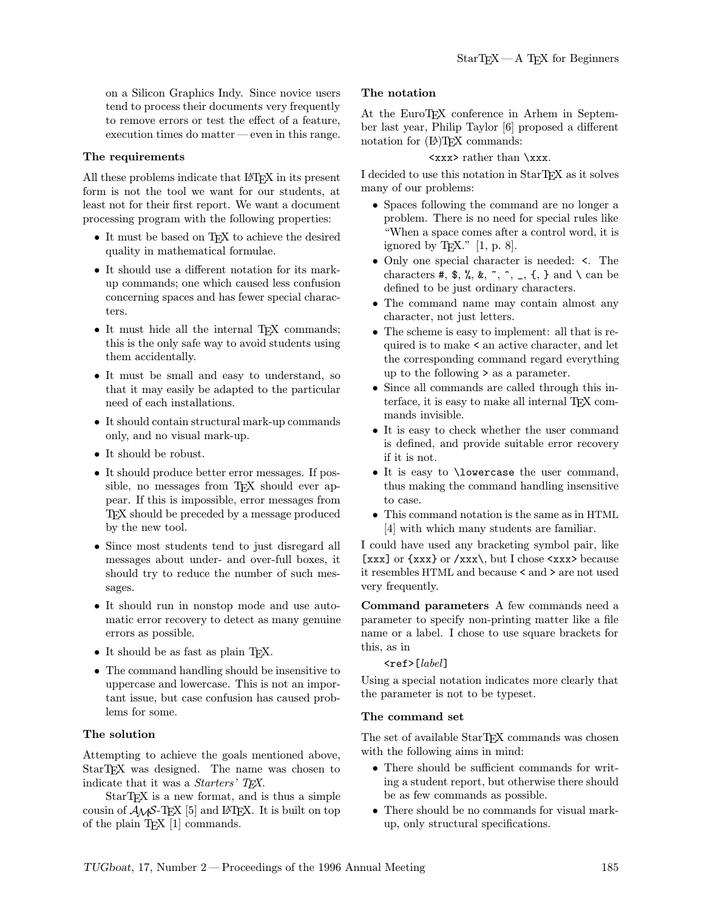on a Silicon Graphics Indy. Since novice users tend to process their documents very frequently to remove errors or test the effect of a feature, execution times do matter — even in this range.

### The requirements

All these problems indicate that LaTeX in its present form is not the tool we want for our students, at least not for their first report. We want a document processing program with the following properties:

- It must be based on TeX to achieve the desired quality in mathematical formulae.
- It should use a different notation for its mark-up commands; one which caused less confusion concerning spaces and has fewer special characters.
- It must hide all the internal TeX commands; this is the only safe way to avoid students using them accidentally.
- It must be small and easy to understand, so that it may easily be adapted to the particular need of each installations.
- It should contain structural mark-up commands only, and no visual mark-up.
- It should be robust.
- It should produce better error messages. If possible, no messages from TeX should ever appear. If this is impossible, error messages from TeX should be preceded by a message produced by the new tool.
- Since most students tend to just disregard all messages about under- and over-full boxes, it should try to reduce the number of such messages.
- It should run in nonstop mode and use automatic error recovery to detect as many genuine errors as possible.
- It should be as fast as plain TeX.
- The command handling should be insensitive to uppercase and lowercase. This is not an important issue, but case confusion has caused problems for some.

### The solution

Attempting to achieve the goals mentioned above, StarTeX was designed. The name was chosen to indicate that it was a *Starters' TeX*.

StarTeX is a new format, and is thus a simple cousin of AMS-TeX [5] and LaTeX. It is built on top of the plain TeX [1] commands.

### The notation

At the EuroTeX conference in Arhem in September last year, Philip Taylor [6] proposed a different notation for (LA)TeX commands:

`<xxx>` rather than `\xxx`.

I decided to use this notation in StarTeX as it solves many of our problems:

- Spaces following the command are no longer a problem. There is no need for special rules like "When a space comes after a control word, it is ignored by TeX." [1, p. 8].
- Only one special character is needed: `<`. The characters `#`, `$`, `%`, `&`, `~`, `^`, `_`, `{`, `}` and `\` can be defined to be just ordinary characters.
- The command name may contain almost any character, not just letters.
- The scheme is easy to implement: all that is required is to make `<` an active character, and let the corresponding command regard everything up to the following `>` as a parameter.
- Since all commands are called through this interface, it is easy to make all internal TeX commands invisible.
- It is easy to check whether the user command is defined, and provide suitable error recovery if it is not.
- It is easy to `\lowercase` the user command, thus making the command handling insensitive to case.
- This command notation is the same as in HTML [4] with which many students are familiar.

I could have used any bracketing symbol pair, like `[xxx]` or `{xxx}` or `/xxx\`, but I chose `<xxx>` because it resembles HTML and because `<` and `>` are not used very frequently.

**Command parameters** A few commands need a parameter to specify non-printing matter like a file name or a label. I chose to use square brackets for this, as in

`<ref>[`*label*`]`

Using a special notation indicates more clearly that the parameter is not to be typeset.

### The command set

The set of available StarTeX commands was chosen with the following aims in mind:

- There should be sufficient commands for writing a student report, but otherwise there should be as few commands as possible.
- There should be no commands for visual mark-up, only structural specifications.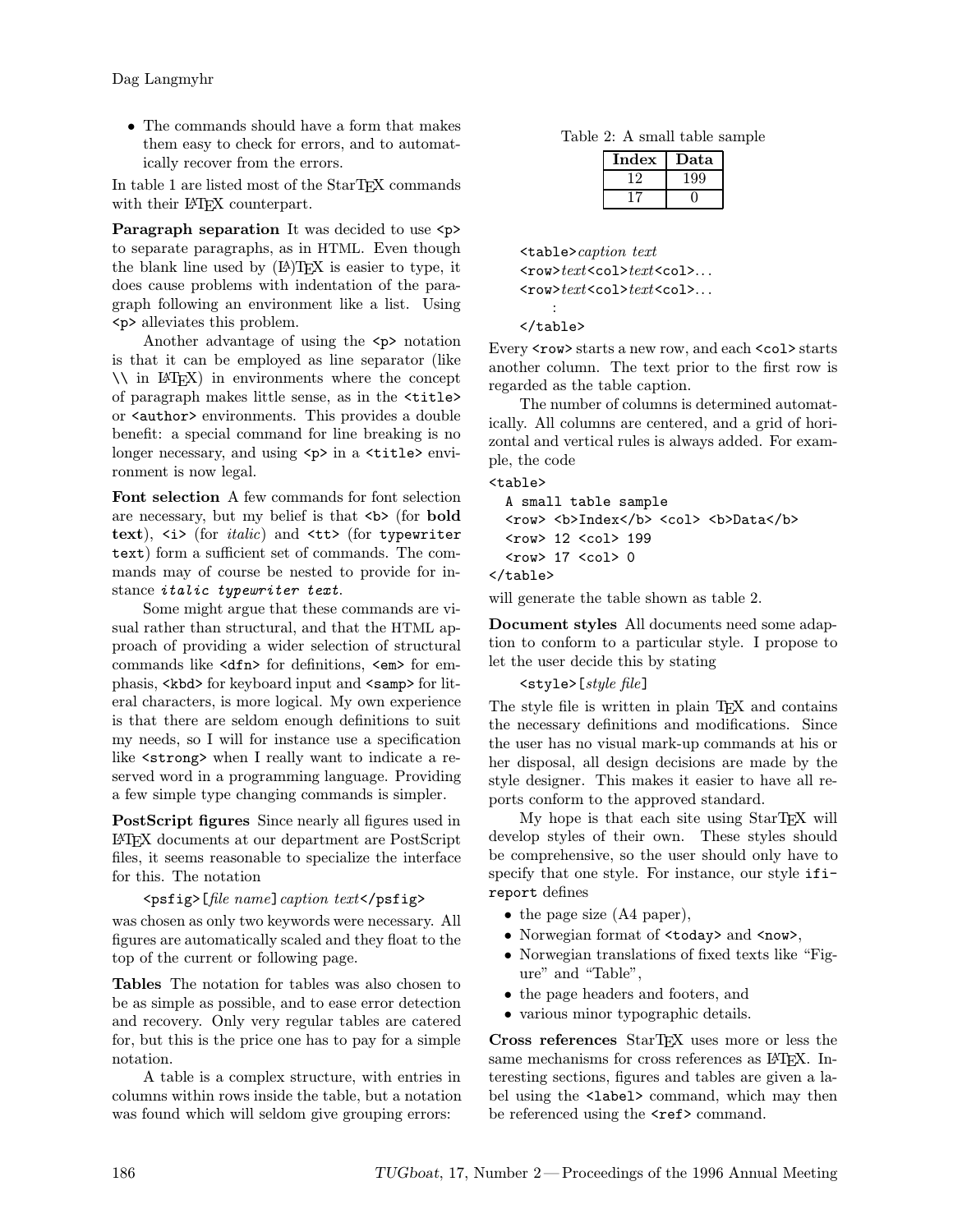- The commands should have a form that makes them easy to check for errors, and to automatically recover from the errors.

In table 1 are listed most of the StarTEX commands with their LaTeX counterpart.

**Paragraph separation** It was decided to use `<p>` to separate paragraphs, as in HTML. Even though the blank line used by (LA)TEX is easier to type, it does cause problems with indentation of the paragraph following an environment like a list. Using `<p>` alleviates this problem.

Another advantage of using the `<p>` notation is that it can be employed as line separator (like `\\` in LaTeX) in environments where the concept of paragraph makes little sense, as in the `<title>` or `<author>` environments. This provides a double benefit: a special command for line breaking is no longer necessary, and using `<p>` in a `<title>` environment is now legal.

**Font selection** A few commands for font selection are necessary, but my belief is that `<b>` (for **bold text**), `<i>` (for *italic*) and `<tt>` (for `typewriter text`) form a sufficient set of commands. The commands may of course be nested to provide for instance *`italic typewriter text`*.

Some might argue that these commands are visual rather than structural, and that the HTML approach of providing a wider selection of structural commands like `<dfn>` for definitions, `<em>` for emphasis, `<kbd>` for keyboard input and `<samp>` for literal characters, is more logical. My own experience is that there are seldom enough definitions to suit my needs, so I will for instance use a specification like `<strong>` when I really want to indicate a reserved word in a programming language. Providing a few simple type changing commands is simpler.

**PostScript figures** Since nearly all figures used in LaTeX documents at our department are PostScript files, it seems reasonable to specialize the interface for this. The notation

`<psfig>`[*file name*] *caption text*`</psfig>`

was chosen as only two keywords were necessary. All figures are automatically scaled and they float to the top of the current or following page.

**Tables** The notation for tables was also chosen to be as simple as possible, and to ease error detection and recovery. Only very regular tables are catered for, but this is the price one has to pay for a simple notation.

A table is a complex structure, with entries in columns within rows inside the table, but a notation was found which will seldom give grouping errors:

Table 2: A small table sample

| **Index** | **Data** |
|---|---|
| 12 | 199 |
| 17 | 0 |

```
<table>caption text
<row>text<col>text<col>...
<row>text<col>text<col>...
    :
</table>
```

Every `<row>` starts a new row, and each `<col>` starts another column. The text prior to the first row is regarded as the table caption.

The number of columns is determined automatically. All columns are centered, and a grid of horizontal and vertical rules is always added. For example, the code

```
<table>
  A small table sample
  <row> <b>Index</b> <col> <b>Data</b>
  <row> 12 <col> 199
  <row> 17 <col> 0
</table>
```

will generate the table shown as table 2.

**Document styles** All documents need some adaption to conform to a particular style. I propose to let the user decide this by stating

`<style>`[*style file*]

The style file is written in plain TEX and contains the necessary definitions and modifications. Since the user has no visual mark-up commands at his or her disposal, all design decisions are made by the style designer. This makes it easier to have all reports conform to the approved standard.

My hope is that each site using StarTEX will develop styles of their own. These styles should be comprehensive, so the user should only have to specify that one style. For instance, our style `ifi-report` defines

- the page size (A4 paper),
- Norwegian format of `<today>` and `<now>`,
- Norwegian translations of fixed texts like "Figure" and "Table",
- the page headers and footers, and
- various minor typographic details.

**Cross references** StarTEX uses more or less the same mechanisms for cross references as LaTeX. Interesting sections, figures and tables are given a label using the `<label>` command, which may then be referenced using the `<ref>` command.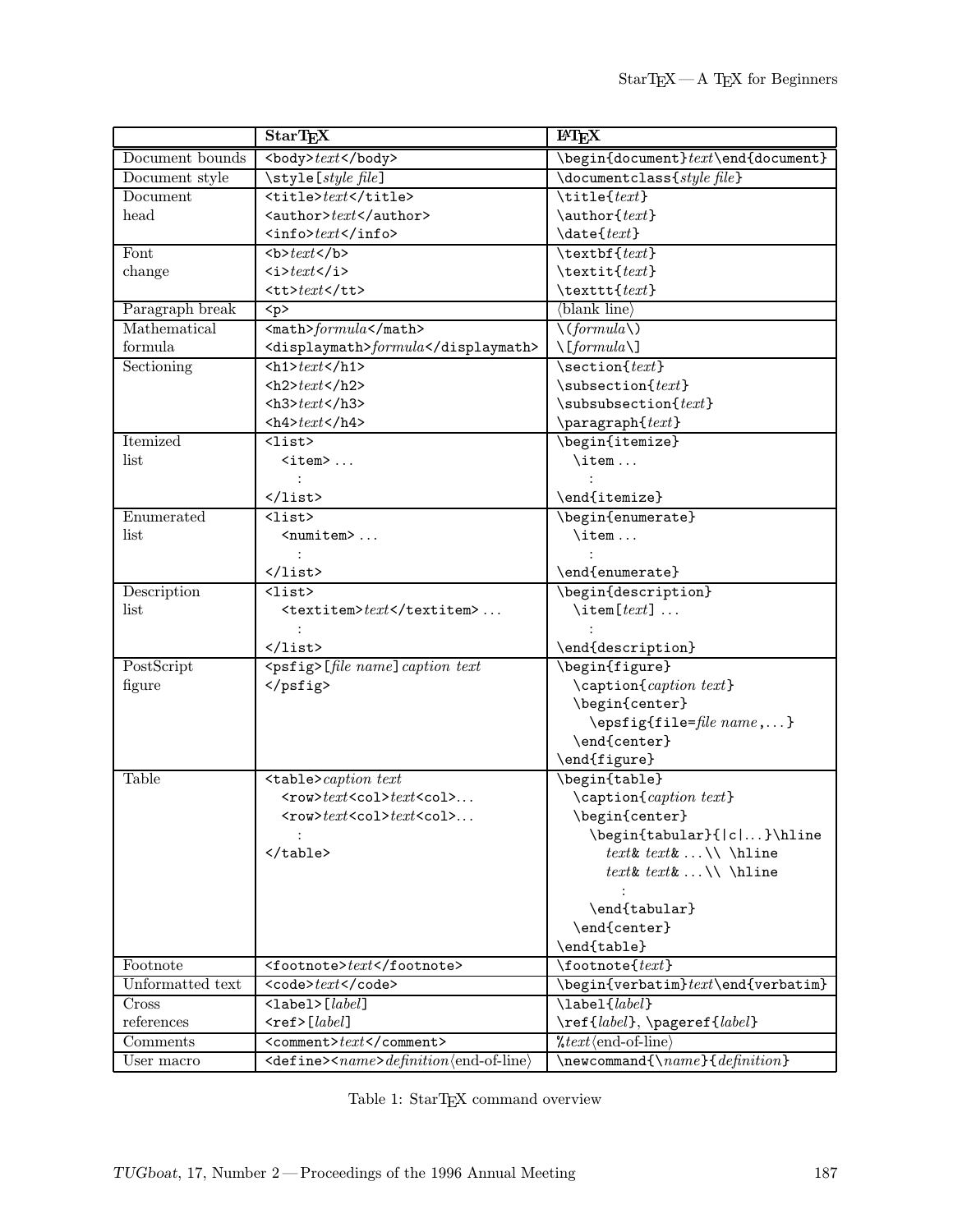| | StarTeX | LaTeX |
|---|---|---|
| Document bounds | `<body>`*text*`</body>` | `\begin{document}`*text*`\end{document}` |
| Document style | `\style[`*style file*`]` | `\documentclass{`*style file*`}` |
| Document head | `<title>`*text*`</title>`<br>`<author>`*text*`</author>`<br>`<info>`*text*`</info>` | `\title{`*text*`}`<br>`\author{`*text*`}`<br>`\date{`*text*`}` |
| Font change | `<b>`*text*`</b>`<br>`<i>`*text*`</i>`<br>`<tt>`*text*`</tt>` | `\textbf{`*text*`}`<br>`\textit{`*text*`}`<br>`\texttt{`*text*`}` |
| Paragraph break | `<p>` | ⟨blank line⟩ |
| Mathematical formula | `<math>`*formula*`</math>`<br>`<displaymath>`*formula*`</displaymath>` | `\(`*formula*`\)`<br>`\[`*formula*`\]` |
| Sectioning | `<h1>`*text*`</h1>`<br>`<h2>`*text*`</h2>`<br>`<h3>`*text*`</h3>`<br>`<h4>`*text*`</h4>` | `\section{`*text*`}`<br>`\subsection{`*text*`}`<br>`\subsubsection{`*text*`}`<br>`\paragraph{`*text*`}` |
| Itemized list | `<list>`<br>&nbsp;&nbsp;`<item>` ...<br>&nbsp;&nbsp;&nbsp;&nbsp;⋮<br>`</list>` | `\begin{itemize}`<br>&nbsp;&nbsp;`\item` ...<br>&nbsp;&nbsp;&nbsp;&nbsp;⋮<br>`\end{itemize}` |
| Enumerated list | `<list>`<br>&nbsp;&nbsp;`<numitem>` ...<br>&nbsp;&nbsp;&nbsp;&nbsp;⋮<br>`</list>` | `\begin{enumerate}`<br>&nbsp;&nbsp;`\item` ...<br>&nbsp;&nbsp;&nbsp;&nbsp;⋮<br>`\end{enumerate}` |
| Description list | `<list>`<br>&nbsp;&nbsp;`<textitem>`*text*`</textitem>` ...<br>&nbsp;&nbsp;&nbsp;&nbsp;⋮<br>`</list>` | `\begin{description}`<br>&nbsp;&nbsp;`\item[`*text*`]` ...<br>&nbsp;&nbsp;&nbsp;&nbsp;⋮<br>`\end{description}` |
| PostScript figure | `<psfig>[`*file name*`]` *caption text*<br>`</psfig>` | `\begin{figure}`<br>&nbsp;&nbsp;`\caption{`*caption text*`}`<br>&nbsp;&nbsp;`\begin{center}`<br>&nbsp;&nbsp;&nbsp;&nbsp;`\epsfig{file=`*file name*`,...}`<br>&nbsp;&nbsp;`\end{center}`<br>`\end{figure}` |
| Table | `<table>`*caption text*<br>&nbsp;&nbsp;`<row>`*text*`<col>`*text*`<col>`...<br>&nbsp;&nbsp;`<row>`*text*`<col>`*text*`<col>`...<br>&nbsp;&nbsp;&nbsp;&nbsp;⋮<br>`</table>` | `\begin{table}`<br>&nbsp;&nbsp;`\caption{`*caption text*`}`<br>&nbsp;&nbsp;`\begin{center}`<br>&nbsp;&nbsp;&nbsp;&nbsp;`\begin{tabular}{|c|...}\hline`<br>&nbsp;&nbsp;&nbsp;&nbsp;&nbsp;&nbsp;*text*`&` *text*`&` ...`\\ \hline`<br>&nbsp;&nbsp;&nbsp;&nbsp;&nbsp;&nbsp;*text*`&` *text*`&` ...`\\ \hline`<br>&nbsp;&nbsp;&nbsp;&nbsp;&nbsp;&nbsp;&nbsp;&nbsp;⋮<br>&nbsp;&nbsp;&nbsp;&nbsp;`\end{tabular}`<br>&nbsp;&nbsp;`\end{center}`<br>`\end{table}` |
| Footnote | `<footnote>`*text*`</footnote>` | `\footnote{`*text*`}` |
| Unformatted text | `<code>`*text*`</code>` | `\begin{verbatim}`*text*`\end{verbatim}` |
| Cross references | `<label>[`*label*`]`<br>`<ref>[`*label*`]` | `\label{`*label*`}`<br>`\ref{`*label*`}`, `\pageref{`*label*`}` |
| Comments | `<comment>`*text*`</comment>` | `%`*text*⟨end-of-line⟩ |
| User macro | `<define><`*name*`>`*definition*⟨end-of-line⟩ | `\newcommand{\`*name*`}{`*definition*`}` |

Table 1: StarTeX command overview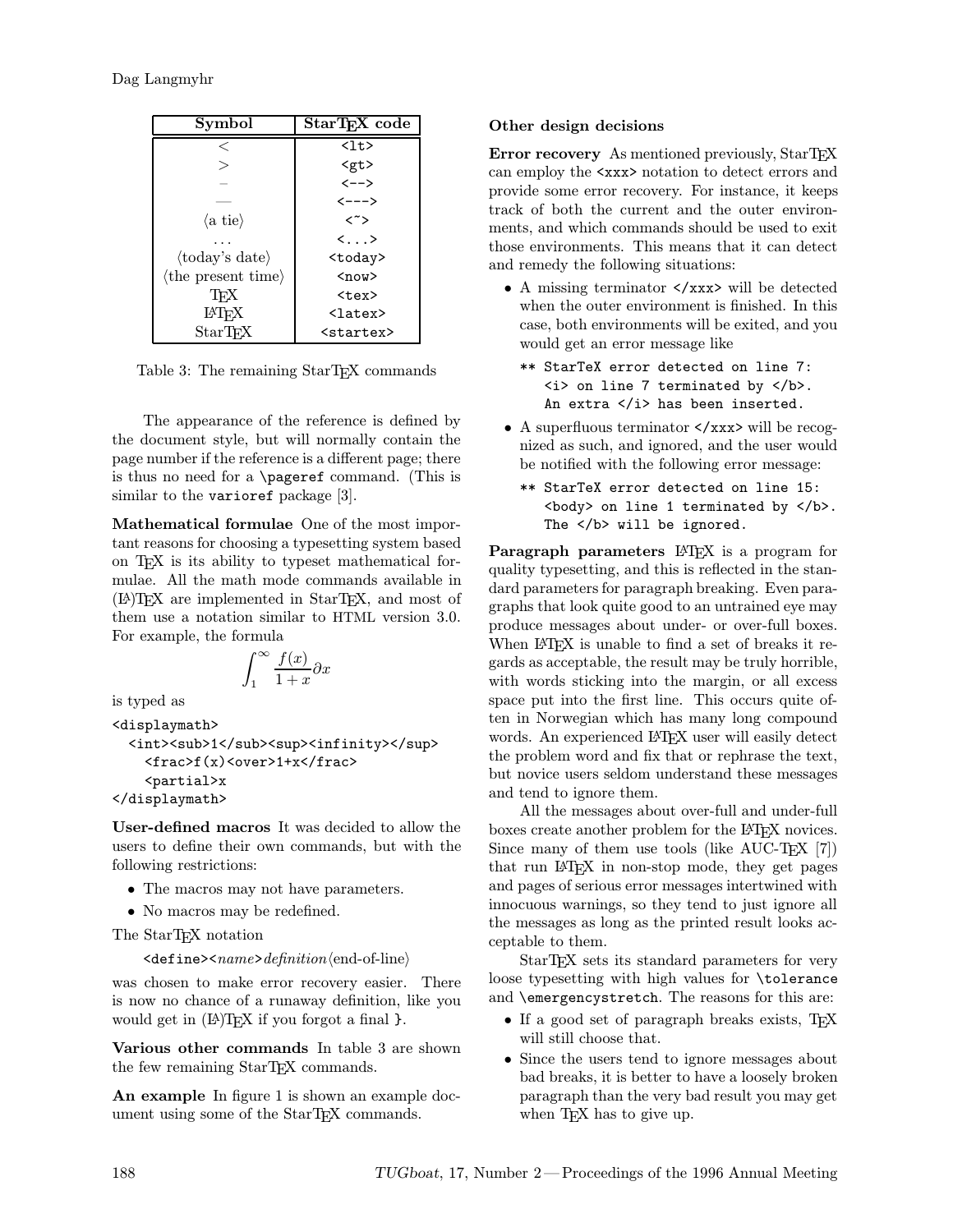| Symbol | StarTeX code |
| --- | --- |
| < | `<lt>` |
| > | `<gt>` |
| – | `<-->` |
| — | `<--->` |
| ⟨a tie⟩ | `<~>` |
| ... | `<...>` |
| ⟨today's date⟩ | `<today>` |
| ⟨the present time⟩ | `<now>` |
| TeX | `<tex>` |
| LaTeX | `<latex>` |
| StarTeX | `<startex>` |

Table 3: The remaining StarTeX commands

The appearance of the reference is defined by the document style, but will normally contain the page number if the reference is a different page; there is thus no need for a `\pageref` command. (This is similar to the `varioref` package [3].

**Mathematical formulae** One of the most important reasons for choosing a typesetting system based on TeX is its ability to typeset mathematical formulae. All the math mode commands available in (LA)TeX are implemented in StarTeX, and most of them use a notation similar to HTML version 3.0. For example, the formula

$$\int_1^\infty \frac{f(x)}{1+x}\partial x$$

is typed as

```
<displaymath>
  <int><sub>1</sub><sup><infinity></sup>
    <frac>f(x)<over>1+x</frac>
    <partial>x
</displaymath>
```

**User-defined macros** It was decided to allow the users to define their own commands, but with the following restrictions:

- The macros may not have parameters.
- No macros may be redefined.

The StarTeX notation

`<define><`*name*`>`*definition*⟨end-of-line⟩

was chosen to make error recovery easier. There is now no chance of a runaway definition, like you would get in (LA)TeX if you forgot a final `}`.

**Various other commands** In table 3 are shown the few remaining StarTeX commands.

**An example** In figure 1 is shown an example document using some of the StarTeX commands.

**Other design decisions**

**Error recovery** As mentioned previously, StarTeX can employ the `<xxx>` notation to detect errors and provide some error recovery. For instance, it keeps track of both the current and the outer environments, and which commands should be used to exit those environments. This means that it can detect and remedy the following situations:

- A missing terminator `</xxx>` will be detected when the outer environment is finished. In this case, both environments will be exited, and you would get an error message like

  ```
  ** StarTeX error detected on line 7:
     <i> on line 7 terminated by </b>.
     An extra </i> has been inserted.
  ```

- A superfluous terminator `</xxx>` will be recognized as such, and ignored, and the user would be notified with the following error message:

  ```
  ** StarTeX error detected on line 15:
     <body> on line 1 terminated by </b>.
     The </b> will be ignored.
  ```

**Paragraph parameters** LaTeX is a program for quality typesetting, and this is reflected in the standard parameters for paragraph breaking. Even paragraphs that look quite good to an untrained eye may produce messages about under- or over-full boxes. When LaTeX is unable to find a set of breaks it regards as acceptable, the result may be truly horrible, with words sticking into the margin, or all excess space put into the first line. This occurs quite often in Norwegian which has many long compound words. An experienced LaTeX user will easily detect the problem word and fix that or rephrase the text, but novice users seldom understand these messages and tend to ignore them.

All the messages about over-full and under-full boxes create another problem for the LaTeX novices. Since many of them use tools (like AUC-TeX [7]) that run LaTeX in non-stop mode, they get pages and pages of serious error messages intertwined with innocuous warnings, so they tend to just ignore all the messages as long as the printed result looks acceptable to them.

StarTeX sets its standard parameters for very loose typesetting with high values for `\tolerance` and `\emergencystretch`. The reasons for this are:

- If a good set of paragraph breaks exists, TeX will still choose that.
- Since the users tend to ignore messages about bad breaks, it is better to have a loosely broken paragraph than the very bad result you may get when TeX has to give up.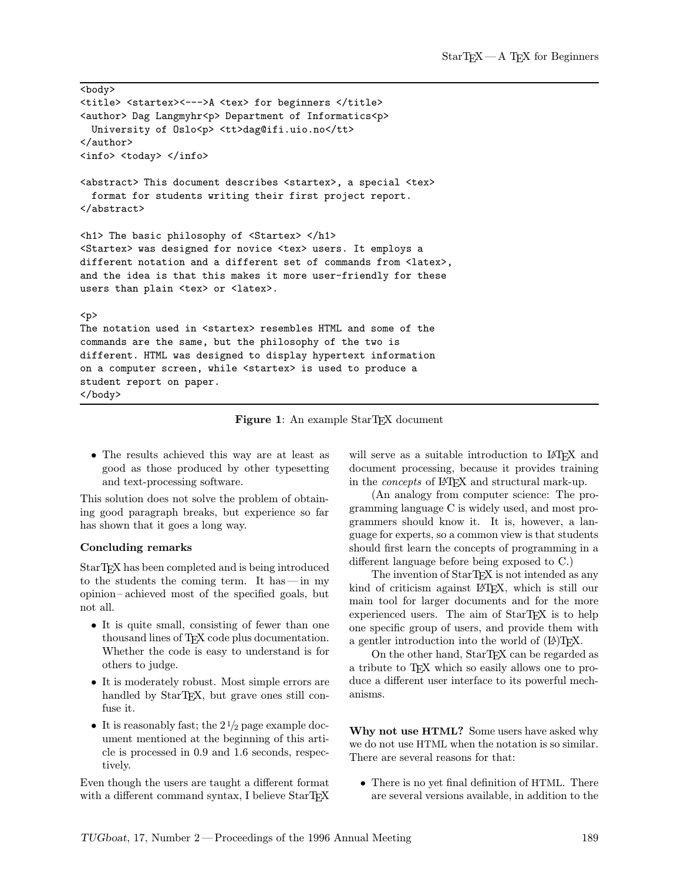```
<body>
<title> <startex><--->A <tex> for beginners </title>
<author> Dag Langmyhr<p> Department of Informatics<p>
  University of Oslo<p> <tt>dag@ifi.uio.no</tt>
</author>
<info> <today> </info>

<abstract> This document describes <startex>, a special <tex>
  format for students writing their first project report.
</abstract>

<h1> The basic philosophy of <Startex> </h1>
<Startex> was designed for novice <tex> users. It employs a
different notation and a different set of commands from <latex>,
and the idea is that this makes it more user-friendly for these
users than plain <tex> or <latex>.

<p>
The notation used in <startex> resembles HTML and some of the
commands are the same, but the philosophy of the two is
different. HTML was designed to display hypertext information
on a computer screen, while <startex> is used to produce a
student report on paper.
</body>
```

**Figure 1**: An example StarTEX document

- The results achieved this way are at least as good as those produced by other typesetting and text-processing software.

This solution does not solve the problem of obtaining good paragraph breaks, but experience so far has shown that it goes a long way.

### Concluding remarks

StarTEX has been completed and is being introduced to the students the coming term. It has — in my opinion – achieved most of the specified goals, but not all.

- It is quite small, consisting of fewer than one thousand lines of TEX code plus documentation. Whether the code is easy to understand is for others to judge.
- It is moderately robust. Most simple errors are handled by StarTEX, but grave ones still confuse it.
- It is reasonably fast; the 2½ page example document mentioned at the beginning of this article is processed in 0.9 and 1.6 seconds, respectively.

Even though the users are taught a different format with a different command syntax, I believe StarTEX will serve as a suitable introduction to LATEX and document processing, because it provides training in the *concepts* of LATEX and structural mark-up.

(An analogy from computer science: The programming language C is widely used, and most programmers should know it. It is, however, a language for experts, so a common view is that students should first learn the concepts of programming in a different language before being exposed to C.)

The invention of StarTEX is not intended as any kind of criticism against LATEX, which is still our main tool for larger documents and for the more experienced users. The aim of StarTEX is to help one specific group of users, and provide them with a gentler introduction into the world of (LA)TEX.

On the other hand, StarTEX can be regarded as a tribute to TEX which so easily allows one to produce a different user interface to its powerful mechanisms.

**Why not use HTML?** Some users have asked why we do not use HTML when the notation is so similar. There are several reasons for that:

- There is no yet final definition of HTML. There are several versions available, in addition to the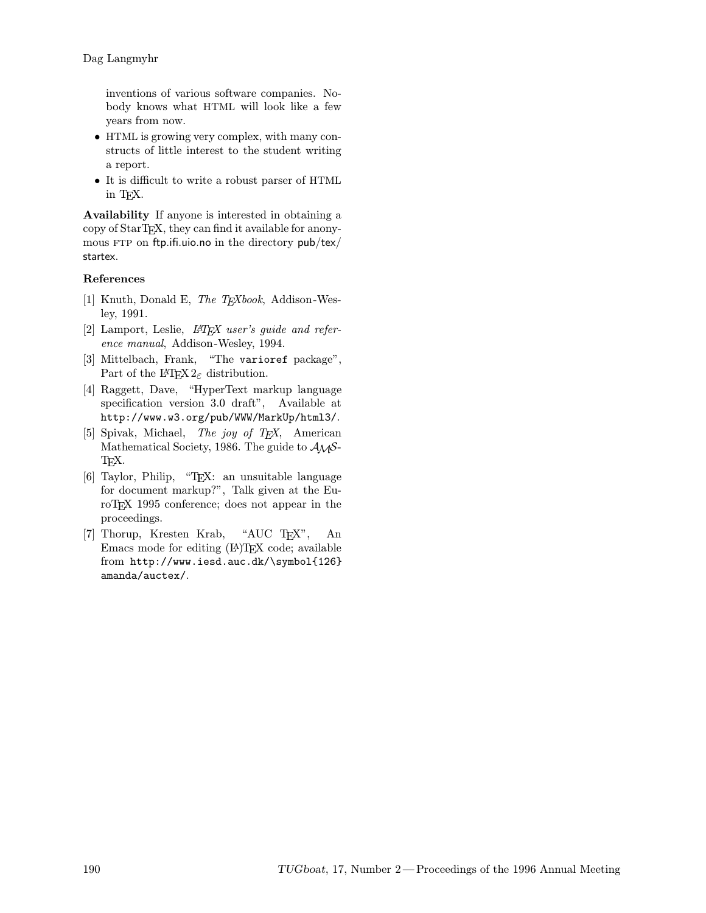inventions of various software companies. Nobody knows what HTML will look like a few years from now.

- HTML is growing very complex, with many constructs of little interest to the student writing a report.
- It is difficult to write a robust parser of HTML in TEX.

**Availability** If anyone is interested in obtaining a copy of StarTEX, they can find it available for anonymous FTP on ftp.ifi.uio.no in the directory pub/tex/startex.

### References

[1] Knuth, Donald E, *The TEXbook*, Addison-Wesley, 1991.

[2] Lamport, Leslie, *LATEX user's guide and reference manual*, Addison-Wesley, 1994.

[3] Mittelbach, Frank, "The `varioref` package", Part of the LATEX $2_\varepsilon$ distribution.

[4] Raggett, Dave, "HyperText markup language specification version 3.0 draft", Available at `http://www.w3.org/pub/WWW/MarkUp/html3/`.

[5] Spivak, Michael, *The joy of TEX*, American Mathematical Society, 1986. The guide to $\mathcal{AMS}$-TEX.

[6] Taylor, Philip, "TEX: an unsuitable language for document markup?", Talk given at the EuroTEX 1995 conference; does not appear in the proceedings.

[7] Thorup, Kresten Krab, "AUC TEX", An Emacs mode for editing (LA)TEX code; available from `http://www.iesd.auc.dk/\symbol{126}amanda/auctex/`.